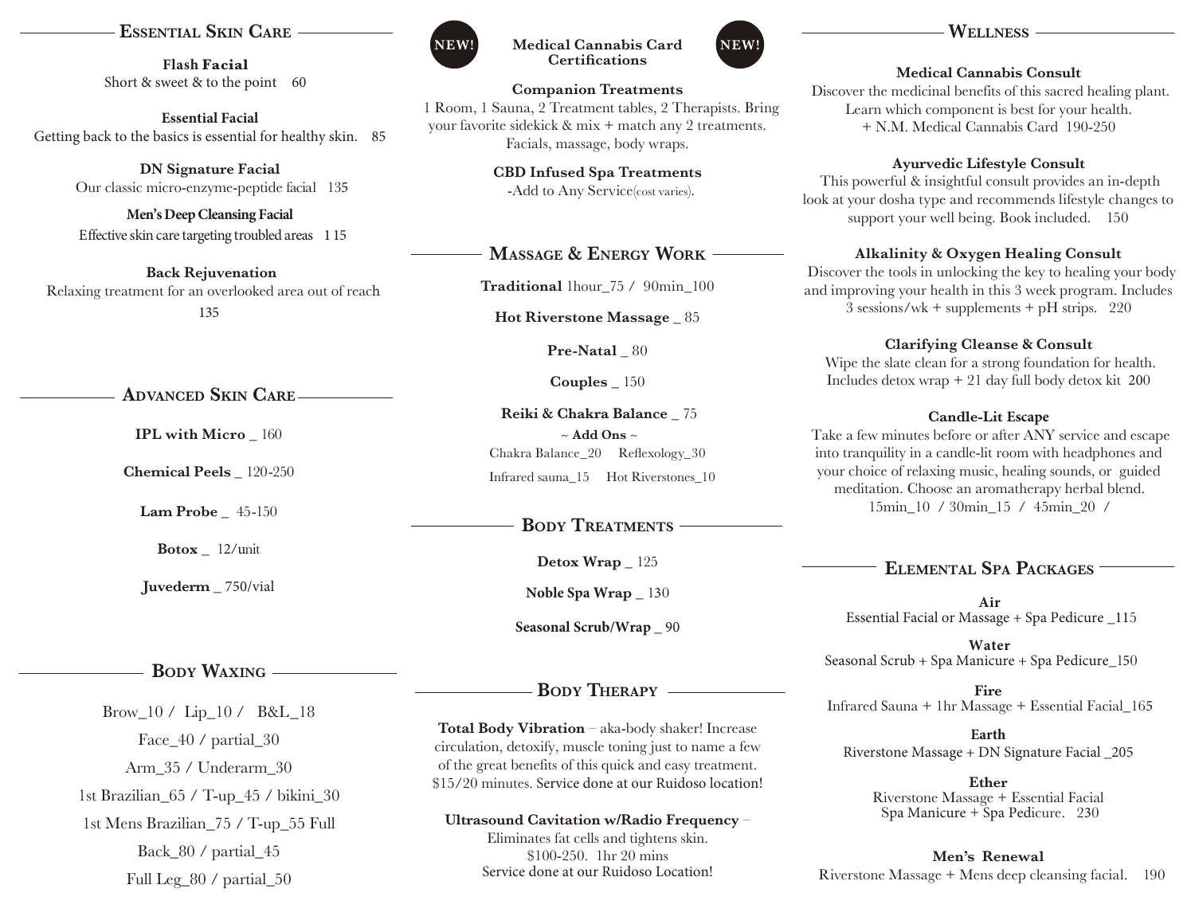## Essential Skin Care

**Flash Facial**
Short & sweet & to the point 60

**Essential Facial**
Getting back to the basics is essential for healthy skin. 85

**DN Signature Facial**
Our classic micro-enzyme-peptide facial 135

**Men's Deep Cleansing Facial**
Effective skin care targeting troubled areas 115

**Back Rejuvenation**
Relaxing treatment for an overlooked area out of reach
135

## Advanced Skin Care

**IPL with Micro** _ 160

**Chemical Peels** _ 120-250

**Lam Probe** _ 45-150

**Botox** _ 12/unit

**Juvederm** _ 750/vial

## Body Waxing

Brow_10 / Lip_10 / B&L_18

Face_40 / partial_30

Arm_35 / Underarm_30

1st Brazilian_65 / T-up_45 / bikini_30

1st Mens Brazilian_75 / T-up_55 Full

Back_80 / partial_45

Full Leg_80 / partial_50

## NEW! Medical Cannabis Card Certifications NEW!

**Companion Treatments**
1 Room, 1 Sauna, 2 Treatment tables, 2 Therapists. Bring your favorite sidekick & mix + match any 2 treatments. Facials, massage, body wraps.

**CBD Infused Spa Treatments**
-Add to Any Service(cost varies).

## Massage & Energy Work

**Traditional** 1hour_75 / 90min_100

**Hot Riverstone Massage** _ 85

**Pre-Natal** _ 80

**Couples** _ 150

**Reiki & Chakra Balance** _ 75

~ **Add Ons** ~
Chakra Balance_20 Reflexology_30
Infrared sauna_15 Hot Riverstones_10

## Body Treatments

**Detox Wrap** _ 125

**Noble Spa Wrap** _ 130

**Seasonal Scrub/Wrap** _ 90

## Body Therapy

**Total Body Vibration** – aka-body shaker! Increase circulation, detoxify, muscle toning just to name a few of the great benefits of this quick and easy treatment. $15/20 minutes. Service done at our Ruidoso location!

**Ultrasound Cavitation w/Radio Frequency** –
Eliminates fat cells and tightens skin.
$100-250. 1hr 20 mins
Service done at our Ruidoso Location!

## Wellness

**Medical Cannabis Consult**
Discover the medicinal benefits of this sacred healing plant. Learn which component is best for your health.
+ N.M. Medical Cannabis Card 190-250

**Ayurvedic Lifestyle Consult**
This powerful & insightful consult provides an in-depth look at your dosha type and recommends lifestyle changes to support your well being. Book included. 150

**Alkalinity & Oxygen Healing Consult**
Discover the tools in unlocking the key to healing your body and improving your health in this 3 week program. Includes 3 sessions/wk + supplements + pH strips. 220

**Clarifying Cleanse & Consult**
Wipe the slate clean for a strong foundation for health. Includes detox wrap + 21 day full body detox kit 200

**Candle-Lit Escape**
Take a few minutes before or after ANY service and escape into tranquility in a candle-lit room with headphones and your choice of relaxing music, healing sounds, or guided meditation. Choose an aromatherapy herbal blend.
15min_10 / 30min_15 / 45min_20 /

## Elemental Spa Packages

**Air**
Essential Facial or Massage + Spa Pedicure _115

**Water**
Seasonal Scrub + Spa Manicure + Spa Pedicure_150

**Fire**
Infrared Sauna + 1hr Massage + Essential Facial_165

**Earth**
Riverstone Massage + DN Signature Facial _205

**Ether**
Riverstone Massage + Essential Facial
Spa Manicure + Spa Pedicure. 230

**Men's Renewal**
Riverstone Massage + Mens deep cleansing facial. 190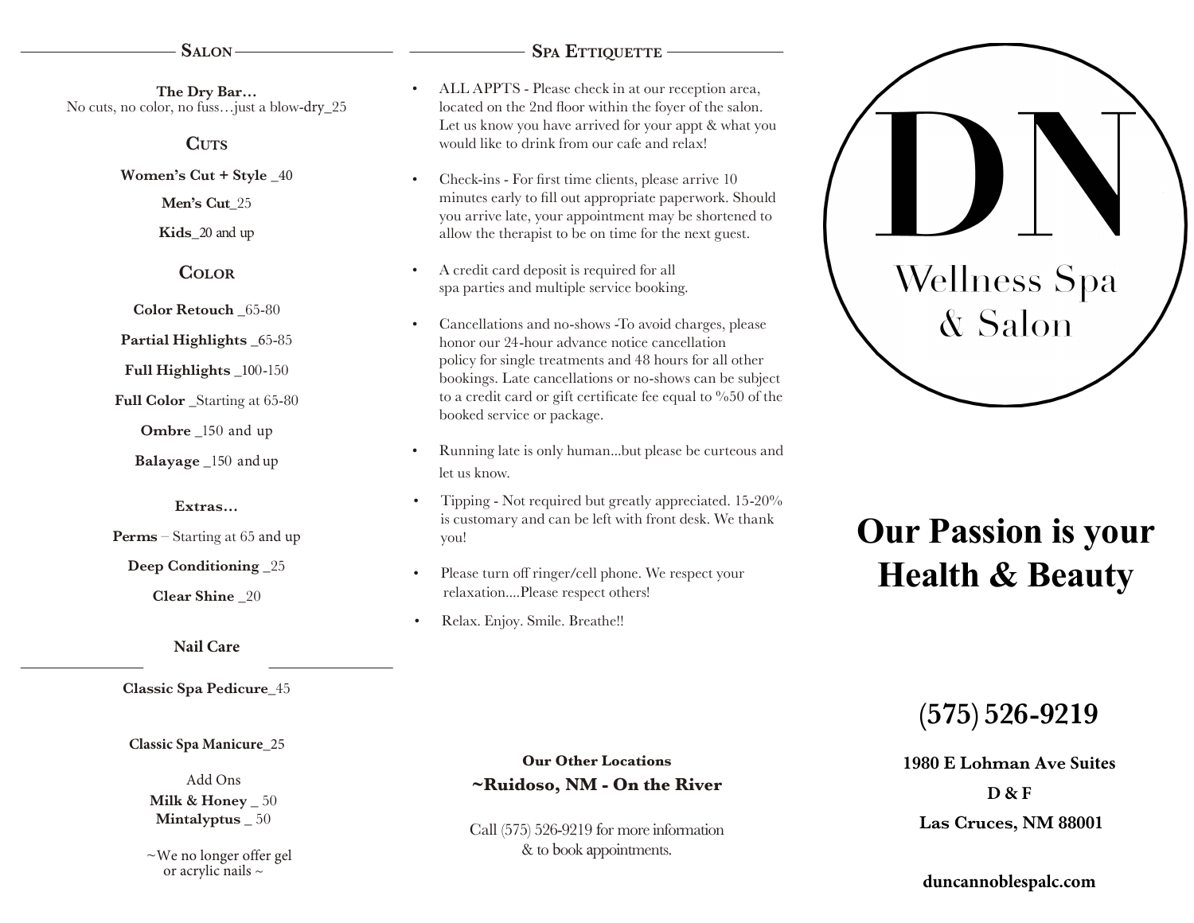## Salon

**The Dry Bar…**
No cuts, no color, no fuss…just a blow-dry_25

### Cuts

**Women's Cut + Style** _40

**Men's Cut**_25

**Kids**_20 and up

### Color

**Color Retouch** _65-80

**Partial Highlights** _65-85

**Full Highlights** _100-150

**Full Color** _Starting at 65-80

**Ombre** _150 and up

**Balayage** _150 and up

**Extras…**

**Perms** – Starting at 65 and up

**Deep Conditioning** _25

**Clear Shine** _20

### Nail Care

**Classic Spa Pedicure**_45

**Classic Spa Manicure**_25

Add Ons
**Milk & Honey** _ 50
**Mintalyptus** _ 50

~We no longer offer gel or acrylic nails ~

## Spa Ettiquette

- ALL APPTS - Please check in at our reception area, located on the 2nd floor within the foyer of the salon. Let us know you have arrived for your appt & what you would like to drink from our cafe and relax!
- Check-ins - For first time clients, please arrive 10 minutes early to fill out appropriate paperwork. Should you arrive late, your appointment may be shortened to allow the therapist to be on time for the next guest.
- A credit card deposit is required for all spa parties and multiple service booking.
- Cancellations and no-shows -To avoid charges, please honor our 24-hour advance notice cancellation policy for single treatments and 48 hours for all other bookings. Late cancellations or no-shows can be subject to a credit card or gift certificate fee equal to %50 of the booked service or package.
- Running late is only human...but please be curteous and let us know.
- Tipping - Not required but greatly appreciated. 15-20% is customary and can be left with front desk. We thank you!
- Please turn off ringer/cell phone. We respect your relaxation....Please respect others!
- Relax. Enjoy. Smile. Breathe!!

**Our Other Locations**
**~Ruidoso, NM - On the River**

Call (575) 526-9219 for more information & to book appointments.

# DN
Wellness Spa & Salon

## Our Passion is your Health & Beauty

(575) 526-9219

**1980 E Lohman Ave Suites D & F**
**Las Cruces, NM 88001**

**duncannoblespalc.com**